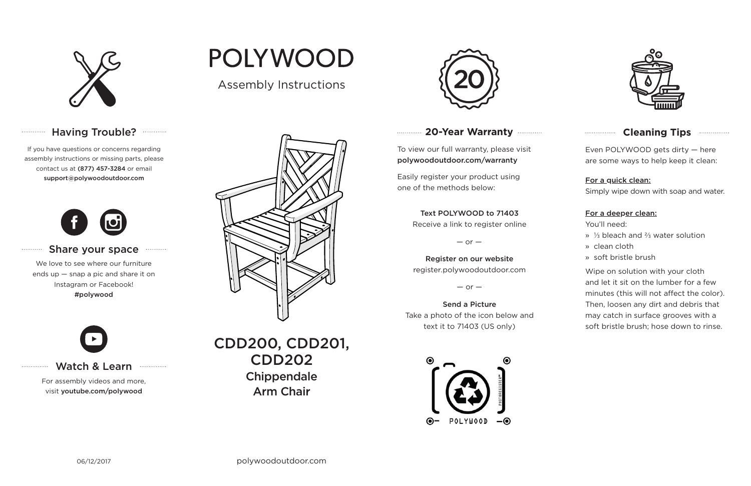# POLYWOOD

Assembly Instructions

## CDD200, CDD201, CDD202
### Chippendale Arm Chair

## Having Trouble?

If you have questions or concerns regarding assembly instructions or missing parts, please contact us at **(877) 457-3284** or email **support@polywoodoutdoor.com**

## Share your space

We love to see where our furniture ends up — snap a pic and share it on Instagram or Facebook!
**#polywood**

## Watch & Learn

For assembly videos and more, visit **youtube.com/polywood**

## 20-Year Warranty

To view our full warranty, please visit **polywoodoutdoor.com/warranty**

Easily register your product using one of the methods below:

**Text POLYWOOD to 71403**
Receive a link to register online

— or —

**Register on our website**
register.polywoodoutdoor.com

— or —

**Send a Picture**
Take a photo of the icon below and text it to 71403 (US only)

POLYWOOD

## Cleaning Tips

Even POLYWOOD gets dirty — here are some ways to help keep it clean:

**For a quick clean:**
Simply wipe down with soap and water.

**For a deeper clean:**
You'll need:

» ⅓ bleach and ⅔ water solution
» clean cloth
» soft bristle brush

Wipe on solution with your cloth and let it sit on the lumber for a few minutes (this will not affect the color). Then, loosen any dirt and debris that may catch in surface grooves with a soft bristle brush; hose down to rinse.

06/12/2017

polywoodoutdoor.com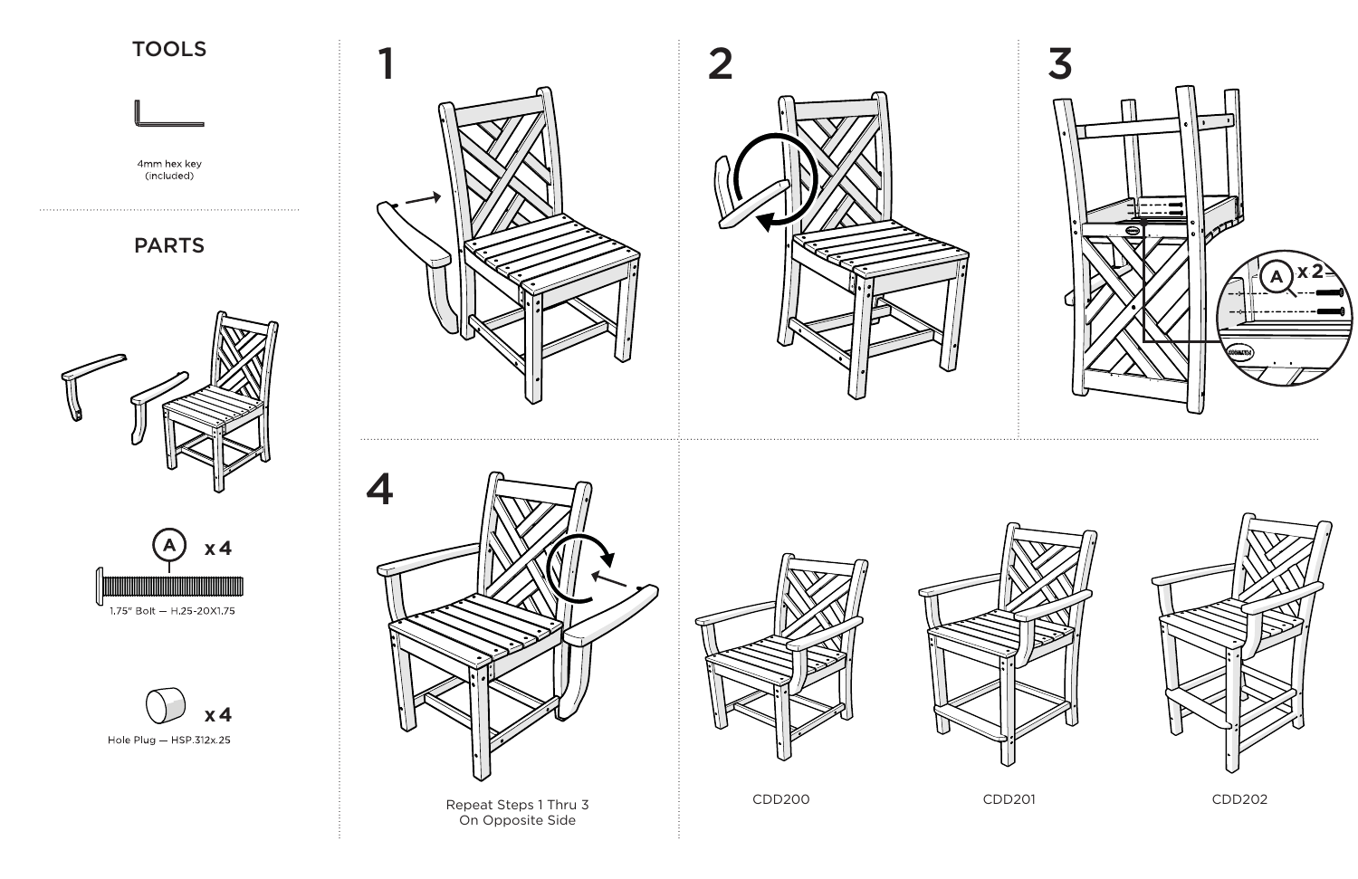## TOOLS

4mm hex key
(included)

## PARTS

A x 4

1.75" Bolt — H.25-20X1.75

x 4

Hole Plug — HSP.312x.25

1

2

3

A x 2

4

Repeat Steps 1 Thru 3
On Opposite Side

CDD200

CDD201

CDD202